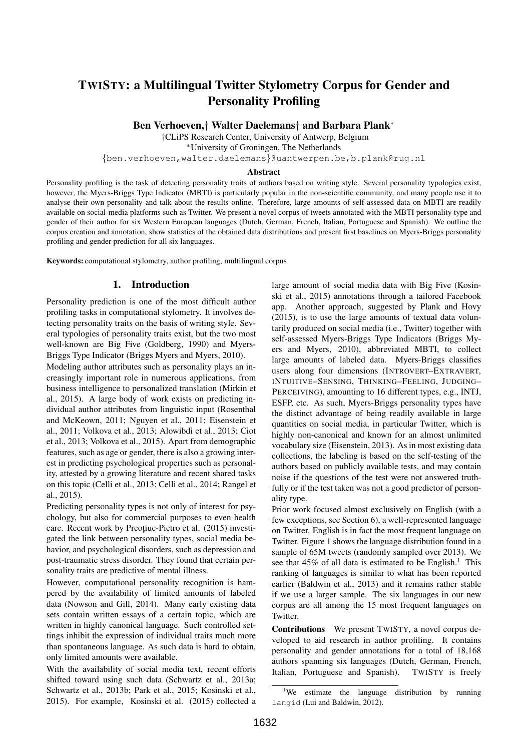# TwiSty: a Multilingual Twitter Stylometry Corpus for Gender and Personality Profiling

**Ben Verhoeven,† Walter Daelemans† and Barbara Plank***

†CLiPS Research Center, University of Antwerp, Belgium

*University of Groningen, The Netherlands

{ben.verhoeven,walter.daelemans}@uantwerpen.be,b.plank@rug.nl

## Abstract

Personality profiling is the task of detecting personality traits of authors based on writing style. Several personality typologies exist, however, the Myers-Briggs Type Indicator (MBTI) is particularly popular in the non-scientific community, and many people use it to analyse their own personality and talk about the results online. Therefore, large amounts of self-assessed data on MBTI are readily available on social-media platforms such as Twitter. We present a novel corpus of tweets annotated with the MBTI personality type and gender of their author for six Western European languages (Dutch, German, French, Italian, Portuguese and Spanish). We outline the corpus creation and annotation, show statistics of the obtained data distributions and present first baselines on Myers-Briggs personality profiling and gender prediction for all six languages.

**Keywords:** computational stylometry, author profiling, multilingual corpus

## 1. Introduction

Personality prediction is one of the most difficult author profiling tasks in computational stylometry. It involves detecting personality traits on the basis of writing style. Several typologies of personality traits exist, but the two most well-known are Big Five (Goldberg, 1990) and Myers-Briggs Type Indicator (Briggs Myers and Myers, 2010).

Modeling author attributes such as personality plays an increasingly important role in numerous applications, from business intelligence to personalized translation (Mirkin et al., 2015). A large body of work exists on predicting individual author attributes from linguistic input (Rosenthal and McKeown, 2011; Nguyen et al., 2011; Eisenstein et al., 2011; Volkova et al., 2013; Alowibdi et al., 2013; Ciot et al., 2013; Volkova et al., 2015). Apart from demographic features, such as age or gender, there is also a growing interest in predicting psychological properties such as personality, attested by a growing literature and recent shared tasks on this topic (Celli et al., 2013; Celli et al., 2014; Rangel et al., 2015).

Predicting personality types is not only of interest for psychology, but also for commercial purposes to even health care. Recent work by Preoţiuc-Pietro et al. (2015) investigated the link between personality types, social media behavior, and psychological disorders, such as depression and post-traumatic stress disorder. They found that certain personality traits are predictive of mental illness.

However, computational personality recognition is hampered by the availability of limited amounts of labeled data (Nowson and Gill, 2014). Many early existing data sets contain written essays of a certain topic, which are written in highly canonical language. Such controlled settings inhibit the expression of individual traits much more than spontaneous language. As such data is hard to obtain, only limited amounts were available.

With the availability of social media text, recent efforts shifted toward using such data (Schwartz et al., 2013a; Schwartz et al., 2013b; Park et al., 2015; Kosinski et al., 2015). For example, Kosinski et al. (2015) collected a large amount of social media data with Big Five (Kosinski et al., 2015) annotations through a tailored Facebook app. Another approach, suggested by Plank and Hovy (2015), is to use the large amounts of textual data voluntarily produced on social media (i.e., Twitter) together with self-assessed Myers-Briggs Type Indicators (Briggs Myers and Myers, 2010), abbreviated MBTI, to collect large amounts of labeled data. Myers-Briggs classifies users along four dimensions (INTROVERT–EXTRAVERT, INTUITIVE–SENSING, THINKING–FEELING, JUDGING–PERCEIVING), amounting to 16 different types, e.g., INTJ, ESFP, etc. As such, Myers-Briggs personality types have the distinct advantage of being readily available in large quantities on social media, in particular Twitter, which is highly non-canonical and known for an almost unlimited vocabulary size (Eisenstein, 2013). As in most existing data collections, the labeling is based on the self-testing of the authors based on publicly available tests, and may contain noise if the questions of the test were not answered truthfully or if the test taken was not a good predictor of personality type.

Prior work focused almost exclusively on English (with a few exceptions, see Section 6), a well-represented language on Twitter. English is in fact the most frequent language on Twitter. Figure 1 shows the language distribution found in a sample of 65M tweets (randomly sampled over 2013). We see that 45% of all data is estimated to be English.[1] This ranking of languages is similar to what has been reported earlier (Baldwin et al., 2013) and it remains rather stable if we use a larger sample. The six languages in our new corpus are all among the 15 most frequent languages on Twitter.

**Contributions** We present TwiSty, a novel corpus developed to aid research in author profiling. It contains personality and gender annotations for a total of 18,168 authors spanning six languages (Dutch, German, French, Italian, Portuguese and Spanish). TwiSty is freely

[1] We estimate the language distribution by running langid (Lui and Baldwin, 2012).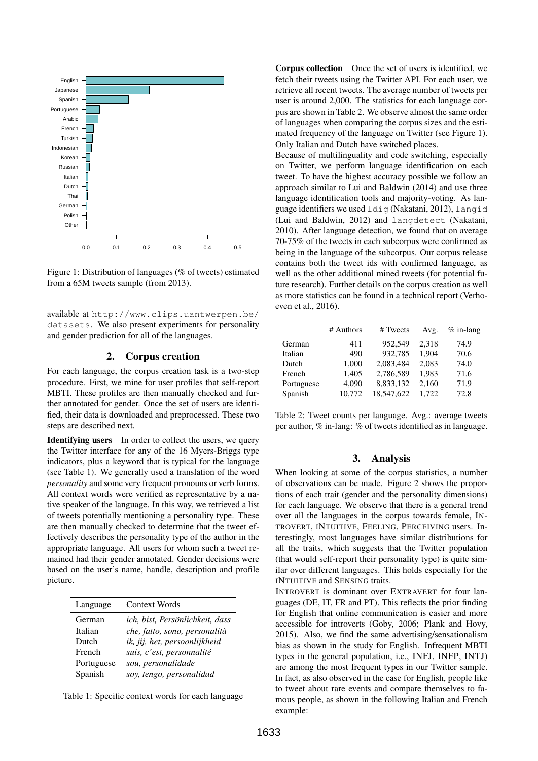Figure 1: Distribution of languages (% of tweets) estimated from a 65M tweets sample (from 2013).

available at http://www.clips.uantwerpen.be/datasets. We also present experiments for personality and gender prediction for all of the languages.

## 2. Corpus creation

For each language, the corpus creation task is a two-step procedure. First, we mine for user profiles that self-report MBTI. These profiles are then manually checked and further annotated for gender. Once the set of users are identified, their data is downloaded and preprocessed. These two steps are described next.

**Identifying users** In order to collect the users, we query the Twitter interface for any of the 16 Myers-Briggs type indicators, plus a keyword that is typical for the language (see Table 1). We generally used a translation of the word *personality* and some very frequent pronouns or verb forms. All context words were verified as representative by a native speaker of the language. In this way, we retrieved a list of tweets potentially mentioning a personality type. These are then manually checked to determine that the tweet effectively describes the personality type of the author in the appropriate language. All users for whom such a tweet remained had their gender annotated. Gender decisions were based on the user's name, handle, description and profile picture.

| Language | Context Words |
|---|---|
| German | *ich, bist, Persönlichkeit, dass* |
| Italian | *che, fatto, sono, personalità* |
| Dutch | *ik, jij, het, persoonlijkheid* |
| French | *suis, c'est, personnalité* |
| Portuguese | *sou, personalidade* |
| Spanish | *soy, tengo, personalidad* |

Table 1: Specific context words for each language

**Corpus collection** Once the set of users is identified, we fetch their tweets using the Twitter API. For each user, we retrieve all recent tweets. The average number of tweets per user is around 2,000. The statistics for each language corpus are shown in Table 2. We observe almost the same order of languages when comparing the corpus sizes and the estimated frequency of the language on Twitter (see Figure 1). Only Italian and Dutch have switched places.

Because of multilinguality and code switching, especially on Twitter, we perform language identification on each tweet. To have the highest accuracy possible we follow an approach similar to Lui and Baldwin (2014) and use three language identification tools and majority-voting. As language identifiers we used `ldig` (Nakatani, 2012), `langid` (Lui and Baldwin, 2012) and `langdetect` (Nakatani, 2010). After language detection, we found that on average 70-75% of the tweets in each subcorpus were confirmed as being in the language of the subcorpus. Our corpus release contains both the tweet ids with confirmed language, as well as the other additional mined tweets (for potential future research). Further details on the corpus creation as well as more statistics can be found in a technical report (Verhoeven et al., 2016).

| | # Authors | # Tweets | Avg. | % in-lang |
|---|---|---|---|---|
| German | 411 | 952,549 | 2,318 | 74.9 |
| Italian | 490 | 932,785 | 1,904 | 70.6 |
| Dutch | 1,000 | 2,083,484 | 2,083 | 74.0 |
| French | 1,405 | 2,786,589 | 1,983 | 71.6 |
| Portuguese | 4,090 | 8,833,132 | 2,160 | 71.9 |
| Spanish | 10,772 | 18,547,622 | 1,722 | 72.8 |

Table 2: Tweet counts per language. Avg.: average tweets per author, % in-lang: % of tweets identified as in language.

## 3. Analysis

When looking at some of the corpus statistics, a number of observations can be made. Figure 2 shows the proportions of each trait (gender and the personality dimensions) for each language. We observe that there is a general trend over all the languages in the corpus towards female, INTROVERT, INTUITIVE, FEELING, PERCEIVING users. Interestingly, most languages have similar distributions for all the traits, which suggests that the Twitter population (that would self-report their personality type) is quite similar over different languages. This holds especially for the INTUITIVE and SENSING traits.

INTROVERT is dominant over EXTRAVERT for four languages (DE, IT, FR and PT). This reflects the prior finding for English that online communication is easier and more accessible for introverts (Goby, 2006; Plank and Hovy, 2015). Also, we find the same advertising/sensationalism bias as shown in the study for English. Infrequent MBTI types in the general population, i.e., INFJ, INFP, INTJ) are among the most frequent types in our Twitter sample. In fact, as also observed in the case for English, people like to tweet about rare events and compare themselves to famous people, as shown in the following Italian and French example: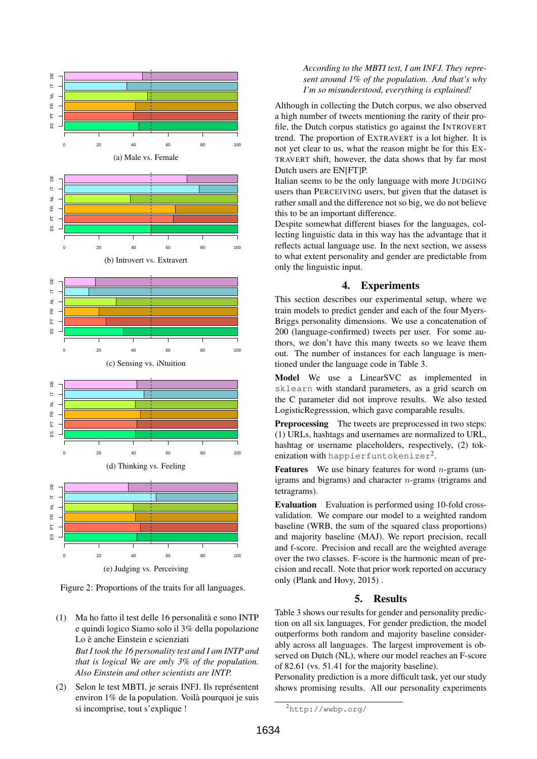(a) Male vs. Female

(b) Introvert vs. Extravert

(c) Sensing vs. iNtuition

(d) Thinking vs. Feeling

(e) Judging vs. Perceiving

Figure 2: Proportions of the traits for all languages.

(1) Ma ho fatto il test delle 16 personalità e sono INTP e quindi logico Siamo solo il 3% della popolazione Lo è anche Einstein e scienziati
*But I took the 16 personality test and I am INTP and that is logical We are only 3% of the population. Also Einstein and other scientists are INTP.*

(2) Selon le test MBTI, je serais INFJ. Ils représentent environ 1% de la population. Voilà pourquoi je suis si incomprise, tout s'explique !
*According to the MBTI test, I am INFJ. They represent around 1% of the population. And that's why I'm so misunderstood, everything is explained!*

Although in collecting the Dutch corpus, we also observed a high number of tweets mentioning the rarity of their profile, the Dutch corpus statistics go against the INTROVERT trend. The proportion of EXTRAVERT is a lot higher. It is not yet clear to us, what the reason might be for this EXTRAVERT shift, however, the data shows that by far most Dutch users are EN[FT]P.

Italian seems to be the only language with more JUDGING users than PERCEIVING users, but given that the dataset is rather small and the difference not so big, we do not believe this to be an important difference.

Despite somewhat different biases for the languages, collecting linguistic data in this way has the advantage that it reflects actual language use. In the next section, we assess to what extent personality and gender are predictable from only the linguistic input.

## 4. Experiments

This section describes our experimental setup, where we train models to predict gender and each of the four Myers-Briggs personality dimensions. We use a concatenation of 200 (language-confirmed) tweets per user. For some authors, we don't have this many tweets so we leave them out. The number of instances for each language is mentioned under the language code in Table 3.

**Model** We use a LinearSVC as implemented in `sklearn` with standard parameters, as a grid search on the C parameter did not improve results. We also tested LogisticRegresssion, which gave comparable results.

**Preprocessing** The tweets are preprocessed in two steps: (1) URLs, hashtags and usernames are normalized to URL, hashtag or username placeholders, respectively, (2) tokenization with `happierfuntokenizer`[2].

**Features** We use binary features for word $n$-grams (unigrams and bigrams) and character $n$-grams (trigrams and tetragrams).

**Evaluation** Evaluation is performed using 10-fold cross-validation. We compare our model to a weighted random baseline (WRB, the sum of the squared class proportions) and majority baseline (MAJ). We report precision, recall and f-score. Precision and recall are the weighted average over the two classes. F-score is the harmonic mean of precision and recall. Note that prior work reported on accuracy only (Plank and Hovy, 2015) .

## 5. Results

Table 3 shows our results for gender and personality prediction on all six languages. For gender prediction, the model outperforms both random and majority baseline considerably across all languages. The largest improvement is observed on Dutch (NL), where our model reaches an F-score of 82.61 (vs. 51.41 for the majority baseline).

Personality prediction is a more difficult task, yet our study shows promising results. All our personality experiments

[2] `http://wwbp.org/`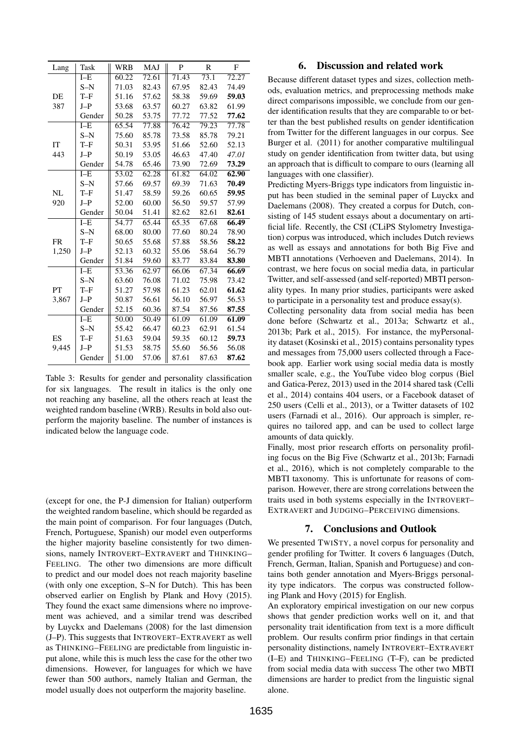| Lang | Task | WRB | MAJ | P | R | F |
|---|---|---|---|---|---|---|
| DE 387 | I–E | 60.22 | 72.61 | 71.43 | 73.1 | 72.27 |
| | S–N | 71.03 | 82.43 | 67.95 | 82.43 | 74.49 |
| | T–F | 51.16 | 57.62 | 58.38 | 59.69 | **59.03** |
| | J–P | 53.68 | 63.57 | 60.27 | 63.82 | 61.99 |
| | Gender | 50.28 | 53.75 | 77.72 | 77.52 | **77.62** |
| IT 443 | I–E | 65.54 | 77.88 | 76.42 | 79.23 | 77.78 |
| | S–N | 75.60 | 85.78 | 73.58 | 85.78 | 79.21 |
| | T–F | 50.31 | 53.95 | 51.66 | 52.60 | 52.13 |
| | J–P | 50.19 | 53.05 | 46.63 | 47.40 | *47.01* |
| | Gender | 54.78 | 65.46 | 73.90 | 72.69 | **73.29** |
| NL 920 | I–E | 53.02 | 62.28 | 61.82 | 64.02 | **62.90** |
| | S–N | 57.66 | 69.57 | 69.39 | 71.63 | **70.49** |
| | T–F | 51.47 | 58.59 | 59.26 | 60.65 | **59.95** |
| | J–P | 52.00 | 60.00 | 56.50 | 59.57 | 57.99 |
| | Gender | 50.04 | 51.41 | 82.62 | 82.61 | **82.61** |
| FR 1,250 | I–E | 54.77 | 65.44 | 65.35 | 67.68 | **66.49** |
| | S–N | 68.00 | 80.00 | 77.60 | 80.24 | 78.90 |
| | T–F | 50.65 | 55.68 | 57.88 | 58.56 | **58.22** |
| | J–P | 52.13 | 60.32 | 55.06 | 58.64 | 56.79 |
| | Gender | 51.84 | 59.60 | 83.77 | 83.84 | **83.80** |
| PT 3,867 | I–E | 53.36 | 62.97 | 66.06 | 67.34 | **66.69** |
| | S–N | 63.60 | 76.08 | 71.02 | 75.98 | 73.42 |
| | T–F | 51.27 | 57.98 | 61.23 | 62.01 | **61.62** |
| | J–P | 50.87 | 56.61 | 56.10 | 56.97 | 56.53 |
| | Gender | 52.15 | 60.36 | 87.54 | 87.56 | **87.55** |
| ES 9,445 | I–E | 50.00 | 50.49 | 61.09 | 61.09 | **61.09** |
| | S–N | 55.42 | 66.47 | 60.23 | 62.91 | 61.54 |
| | T–F | 51.63 | 59.04 | 59.35 | 60.12 | **59.73** |
| | J–P | 51.53 | 58.75 | 55.60 | 56.56 | 56.08 |
| | Gender | 51.00 | 57.06 | 87.61 | 87.63 | **87.62** |

Table 3: Results for gender and personality classification for six languages. The result in italics is the only one not reaching any baseline, all the others reach at least the weighted random baseline (WRB). Results in bold also outperform the majority baseline. The number of instances is indicated below the language code.

(except for one, the P-J dimension for Italian) outperform the weighted random baseline, which should be regarded as the main point of comparison. For four languages (Dutch, French, Portuguese, Spanish) our model even outperforms the higher majority baseline consistently for two dimensions, namely INTROVERT–EXTRAVERT and THINKING–FEELING. The other two dimensions are more difficult to predict and our model does not reach majority baseline (with only one exception, S–N for Dutch). This has been observed earlier on English by Plank and Hovy (2015). They found the exact same dimensions where no improvement was achieved, and a similar trend was described by Luyckx and Daelemans (2008) for the last dimension (J–P). This suggests that INTROVERT–EXTRAVERT as well as THINKING–FEELING are predictable from linguistic input alone, while this is much less the case for the other two dimensions. However, for languages for which we have fewer than 500 authors, namely Italian and German, the model usually does not outperform the majority baseline.

## 6. Discussion and related work

Because different dataset types and sizes, collection methods, evaluation metrics, and preprocessing methods make direct comparisons impossible, we conclude from our gender identification results that they are comparable to or better than the best published results on gender identification from Twitter for the different languages in our corpus. See Burger et al. (2011) for another comparative multilingual study on gender identification from twitter data, but using an approach that is difficult to compare to ours (learning all languages with one classifier).

Predicting Myers-Briggs type indicators from linguistic input has been studied in the seminal paper of Luyckx and Daelemans (2008). They created a corpus for Dutch, consisting of 145 student essays about a documentary on artificial life. Recently, the CSI (CLiPS Stylometry Investigation) corpus was introduced, which includes Dutch reviews as well as essays and annotations for both Big Five and MBTI annotations (Verhoeven and Daelemans, 2014). In contrast, we here focus on social media data, in particular Twitter, and self-assessed (and self-reported) MBTI personality types. In many prior studies, participants were asked to participate in a personality test and produce essay(s).

Collecting personality data from social media has been done before (Schwartz et al., 2013a; Schwartz et al., 2013b; Park et al., 2015). For instance, the myPersonality dataset (Kosinski et al., 2015) contains personality types and messages from 75,000 users collected through a Facebook app. Earlier work using social media data is mostly smaller scale, e.g., the YouTube video blog corpus (Biel and Gatica-Perez, 2013) used in the 2014 shared task (Celli et al., 2014) contains 404 users, or a Facebook dataset of 250 users (Celli et al., 2013), or a Twitter datasets of 102 users (Farnadi et al., 2016). Our approach is simpler, requires no tailored app, and can be used to collect large amounts of data quickly.

Finally, most prior research efforts on personality profiling focus on the Big Five (Schwartz et al., 2013b; Farnadi et al., 2016), which is not completely comparable to the MBTI taxonomy. This is unfortunate for reasons of comparison. However, there are strong correlations between the traits used in both systems especially in the INTROVERT–EXTRAVERT and JUDGING–PERCEIVING dimensions.

## 7. Conclusions and Outlook

We presented TWISTY, a novel corpus for personality and gender profiling for Twitter. It covers 6 languages (Dutch, French, German, Italian, Spanish and Portuguese) and contains both gender annotation and Myers-Briggs personality type indicators. The corpus was constructed following Plank and Hovy (2015) for English.

An exploratory empirical investigation on our new corpus shows that gender prediction works well on it, and that personality trait identification from text is a more difficult problem. Our results confirm prior findings in that certain personality distinctions, namely INTROVERT–EXTRAVERT (I–E) and THINKING–FEELING (T–F), can be predicted from social media data with success The other two MBTI dimensions are harder to predict from the linguistic signal alone.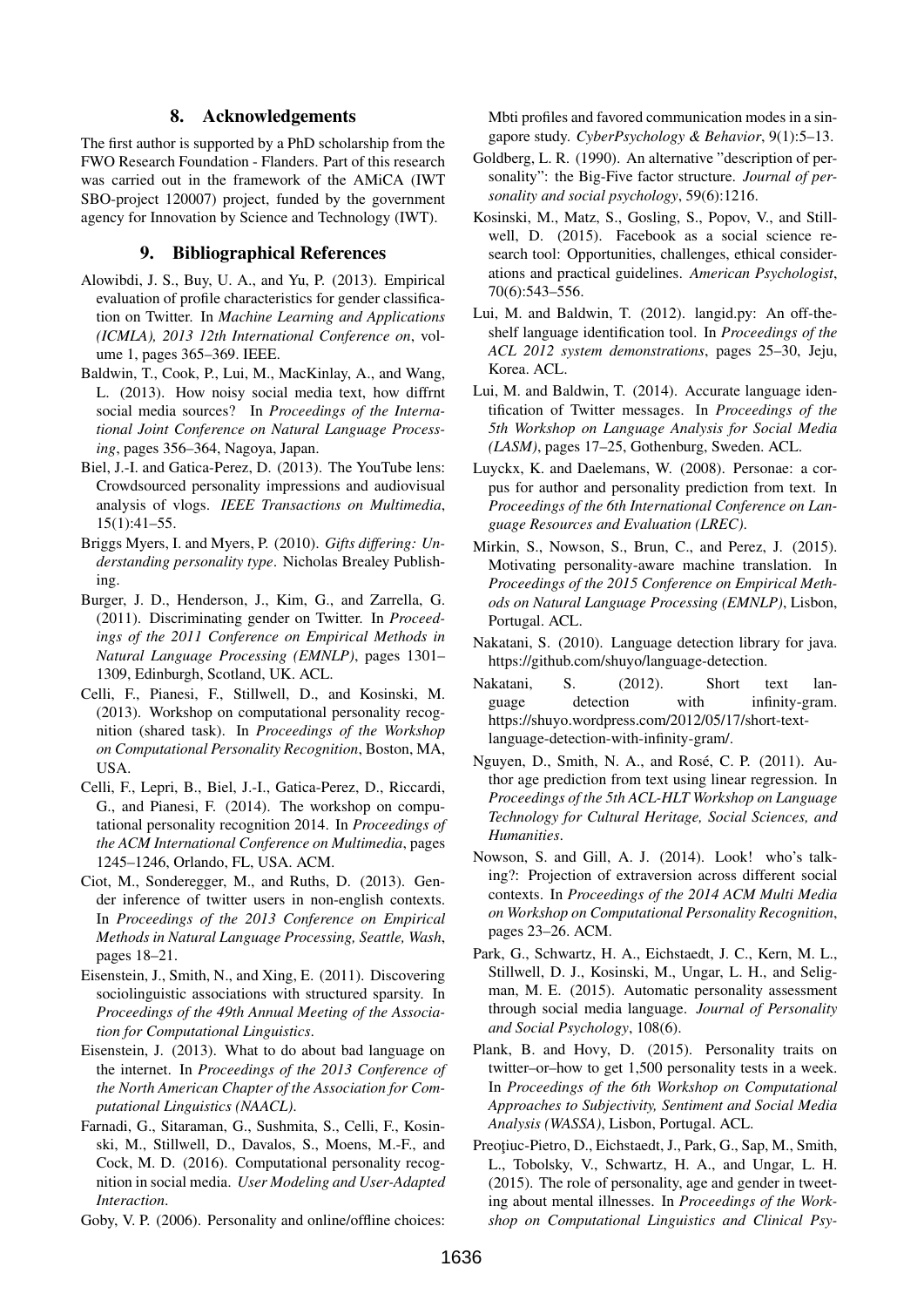## 8. Acknowledgements

The first author is supported by a PhD scholarship from the FWO Research Foundation - Flanders. Part of this research was carried out in the framework of the AMiCA (IWT SBO-project 120007) project, funded by the government agency for Innovation by Science and Technology (IWT).

## 9. Bibliographical References

Alowibdi, J. S., Buy, U. A., and Yu, P. (2013). Empirical evaluation of profile characteristics for gender classification on Twitter. In *Machine Learning and Applications (ICMLA), 2013 12th International Conference on*, volume 1, pages 365–369. IEEE.

Baldwin, T., Cook, P., Lui, M., MacKinlay, A., and Wang, L. (2013). How noisy social media text, how diffrnt social media sources? In *Proceedings of the International Joint Conference on Natural Language Processing*, pages 356–364, Nagoya, Japan.

Biel, J.-I. and Gatica-Perez, D. (2013). The YouTube lens: Crowdsourced personality impressions and audiovisual analysis of vlogs. *IEEE Transactions on Multimedia*, 15(1):41–55.

Briggs Myers, I. and Myers, P. (2010). *Gifts differing: Understanding personality type*. Nicholas Brealey Publishing.

Burger, J. D., Henderson, J., Kim, G., and Zarrella, G. (2011). Discriminating gender on Twitter. In *Proceedings of the 2011 Conference on Empirical Methods in Natural Language Processing (EMNLP)*, pages 1301–1309, Edinburgh, Scotland, UK. ACL.

Celli, F., Pianesi, F., Stillwell, D., and Kosinski, M. (2013). Workshop on computational personality recognition (shared task). In *Proceedings of the Workshop on Computational Personality Recognition*, Boston, MA, USA.

Celli, F., Lepri, B., Biel, J.-I., Gatica-Perez, D., Riccardi, G., and Pianesi, F. (2014). The workshop on computational personality recognition 2014. In *Proceedings of the ACM International Conference on Multimedia*, pages 1245–1246, Orlando, FL, USA. ACM.

Ciot, M., Sonderegger, M., and Ruths, D. (2013). Gender inference of twitter users in non-english contexts. In *Proceedings of the 2013 Conference on Empirical Methods in Natural Language Processing, Seattle, Wash*, pages 18–21.

Eisenstein, J., Smith, N., and Xing, E. (2011). Discovering sociolinguistic associations with structured sparsity. In *Proceedings of the 49th Annual Meeting of the Association for Computational Linguistics*.

Eisenstein, J. (2013). What to do about bad language on the internet. In *Proceedings of the 2013 Conference of the North American Chapter of the Association for Computational Linguistics (NAACL)*.

Farnadi, G., Sitaraman, G., Sushmita, S., Celli, F., Kosinski, M., Stillwell, D., Davalos, S., Moens, M.-F., and Cock, M. D. (2016). Computational personality recognition in social media. *User Modeling and User-Adapted Interaction*.

Goby, V. P. (2006). Personality and online/offline choices: Mbti profiles and favored communication modes in a singapore study. *CyberPsychology & Behavior*, 9(1):5–13.

Goldberg, L. R. (1990). An alternative "description of personality": the Big-Five factor structure. *Journal of personality and social psychology*, 59(6):1216.

Kosinski, M., Matz, S., Gosling, S., Popov, V., and Stillwell, D. (2015). Facebook as a social science research tool: Opportunities, challenges, ethical considerations and practical guidelines. *American Psychologist*, 70(6):543–556.

Lui, M. and Baldwin, T. (2012). langid.py: An off-the-shelf language identification tool. In *Proceedings of the ACL 2012 system demonstrations*, pages 25–30, Jeju, Korea. ACL.

Lui, M. and Baldwin, T. (2014). Accurate language identification of Twitter messages. In *Proceedings of the 5th Workshop on Language Analysis for Social Media (LASM)*, pages 17–25, Gothenburg, Sweden. ACL.

Luyckx, K. and Daelemans, W. (2008). Personae: a corpus for author and personality prediction from text. In *Proceedings of the 6th International Conference on Language Resources and Evaluation (LREC)*.

Mirkin, S., Nowson, S., Brun, C., and Perez, J. (2015). Motivating personality-aware machine translation. In *Proceedings of the 2015 Conference on Empirical Methods on Natural Language Processing (EMNLP)*, Lisbon, Portugal. ACL.

Nakatani, S. (2010). Language detection library for java. https://github.com/shuyo/language-detection.

Nakatani, S. (2012). Short text language detection with infinity-gram. https://shuyo.wordpress.com/2012/05/17/short-text-language-detection-with-infinity-gram/.

Nguyen, D., Smith, N. A., and Rosé, C. P. (2011). Author age prediction from text using linear regression. In *Proceedings of the 5th ACL-HLT Workshop on Language Technology for Cultural Heritage, Social Sciences, and Humanities*.

Nowson, S. and Gill, A. J. (2014). Look! who's talking?: Projection of extraversion across different social contexts. In *Proceedings of the 2014 ACM Multi Media on Workshop on Computational Personality Recognition*, pages 23–26. ACM.

Park, G., Schwartz, H. A., Eichstaedt, J. C., Kern, M. L., Stillwell, D. J., Kosinski, M., Ungar, L. H., and Seligman, M. E. (2015). Automatic personality assessment through social media language. *Journal of Personality and Social Psychology*, 108(6).

Plank, B. and Hovy, D. (2015). Personality traits on twitter–or–how to get 1,500 personality tests in a week. In *Proceedings of the 6th Workshop on Computational Approaches to Subjectivity, Sentiment and Social Media Analysis (WASSA)*, Lisbon, Portugal. ACL.

Preoţiuc-Pietro, D., Eichstaedt, J., Park, G., Sap, M., Smith, L., Tobolsky, V., Schwartz, H. A., and Ungar, L. H. (2015). The role of personality, age and gender in tweeting about mental illnesses. In *Proceedings of the Workshop on Computational Linguistics and Clinical Psy-*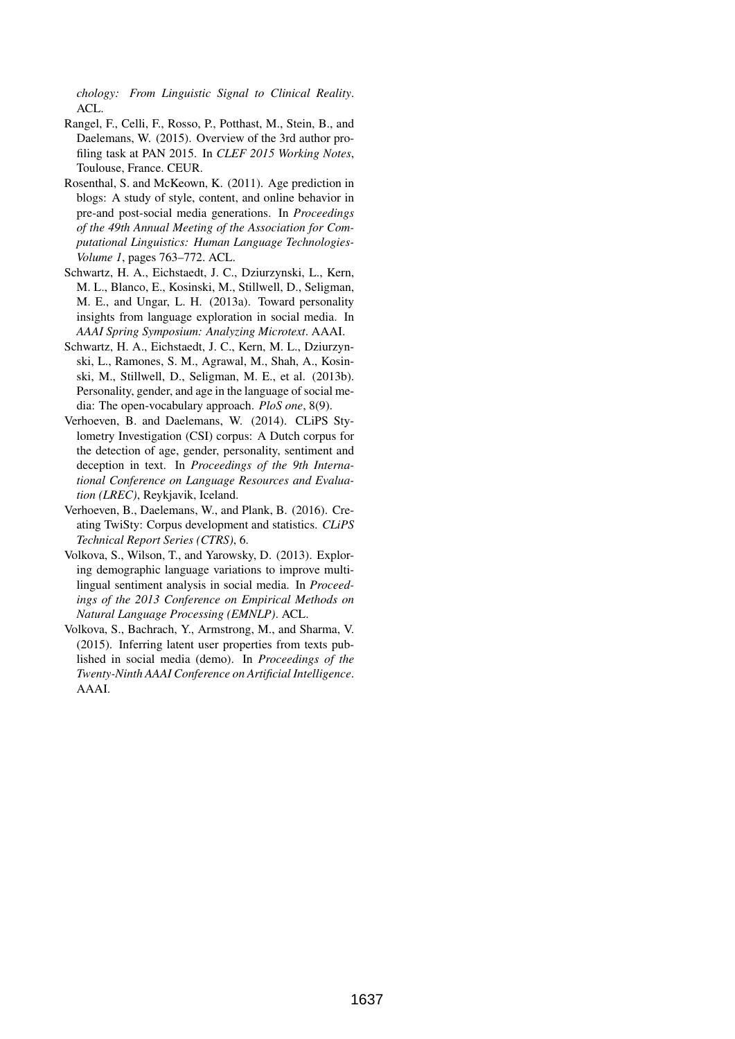*chology: From Linguistic Signal to Clinical Reality*. ACL.

Rangel, F., Celli, F., Rosso, P., Potthast, M., Stein, B., and Daelemans, W. (2015). Overview of the 3rd author profiling task at PAN 2015. In *CLEF 2015 Working Notes*, Toulouse, France. CEUR.

Rosenthal, S. and McKeown, K. (2011). Age prediction in blogs: A study of style, content, and online behavior in pre-and post-social media generations. In *Proceedings of the 49th Annual Meeting of the Association for Computational Linguistics: Human Language Technologies-Volume 1*, pages 763–772. ACL.

Schwartz, H. A., Eichstaedt, J. C., Dziurzynski, L., Kern, M. L., Blanco, E., Kosinski, M., Stillwell, D., Seligman, M. E., and Ungar, L. H. (2013a). Toward personality insights from language exploration in social media. In *AAAI Spring Symposium: Analyzing Microtext*. AAAI.

Schwartz, H. A., Eichstaedt, J. C., Kern, M. L., Dziurzynski, L., Ramones, S. M., Agrawal, M., Shah, A., Kosinski, M., Stillwell, D., Seligman, M. E., et al. (2013b). Personality, gender, and age in the language of social media: The open-vocabulary approach. *PloS one*, 8(9).

Verhoeven, B. and Daelemans, W. (2014). CLiPS Stylometry Investigation (CSI) corpus: A Dutch corpus for the detection of age, gender, personality, sentiment and deception in text. In *Proceedings of the 9th International Conference on Language Resources and Evaluation (LREC)*, Reykjavik, Iceland.

Verhoeven, B., Daelemans, W., and Plank, B. (2016). Creating TwiSty: Corpus development and statistics. *CLiPS Technical Report Series (CTRS)*, 6.

Volkova, S., Wilson, T., and Yarowsky, D. (2013). Exploring demographic language variations to improve multilingual sentiment analysis in social media. In *Proceedings of the 2013 Conference on Empirical Methods on Natural Language Processing (EMNLP)*. ACL.

Volkova, S., Bachrach, Y., Armstrong, M., and Sharma, V. (2015). Inferring latent user properties from texts published in social media (demo). In *Proceedings of the Twenty-Ninth AAAI Conference on Artificial Intelligence*. AAAI.